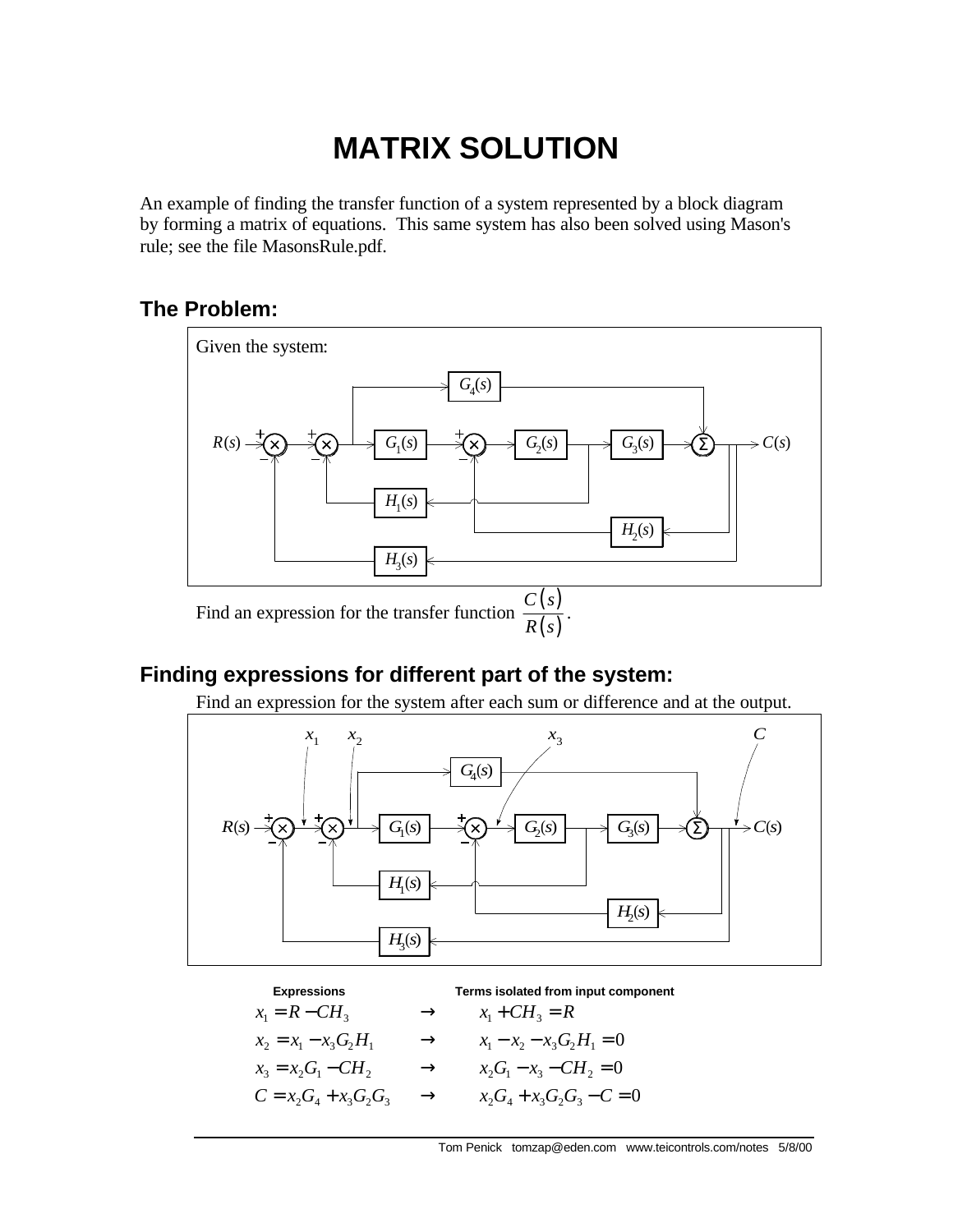# MATRIX SOLUTION

An example of finding the transfer function of a system represented by a block diagram by forming a matrix of equations. This same system has also been solved using Mason's rule; see the file MasonsRule.pdf.

## The Problem:

Given the system:

Find an expression for the transfer function $\frac{C(s)}{R(s)}$.

## Finding expressions for different part of the system:

Find an expression for the system after each sum or difference and at the output.

| Expressions | | Terms isolated from input component |
|---|---|---|
| $x_1 = R - CH_3$ | $\rightarrow$ | $x_1 + CH_3 = R$ |
| $x_2 = x_1 - x_3 G_2 H_1$ | $\rightarrow$ | $x_1 - x_2 - x_3 G_2 H_1 = 0$ |
| $x_3 = x_2 G_1 - CH_2$ | $\rightarrow$ | $x_2 G_1 - x_3 - CH_2 = 0$ |
| $C = x_2 G_4 + x_3 G_2 G_3$ | $\rightarrow$ | $x_2 G_4 + x_3 G_2 G_3 - C = 0$ |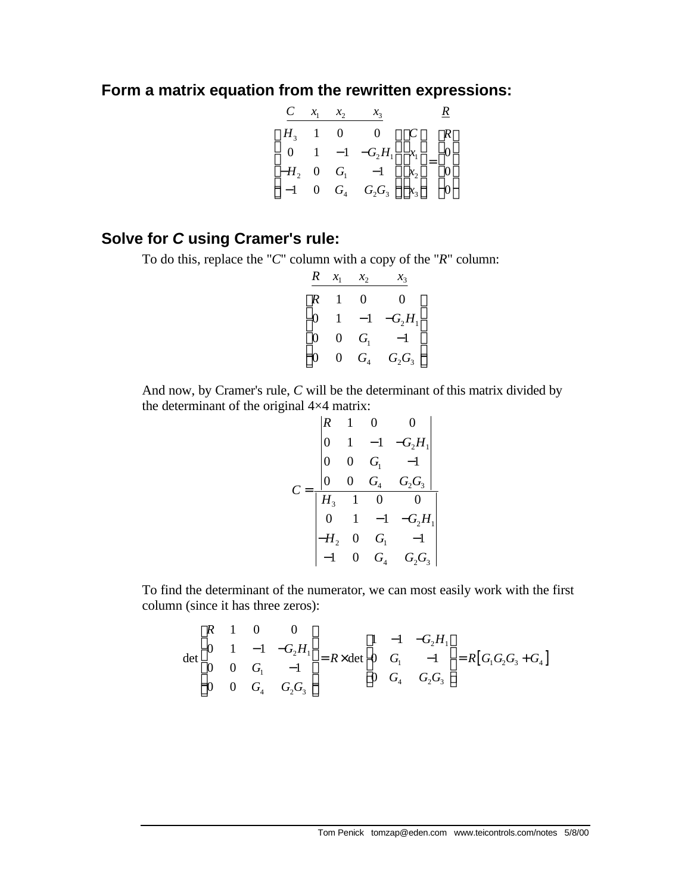## Form a matrix equation from the rewritten expressions:

$$
\begin{array}{c}
\begin{array}{cccc} \underline{C} & \underline{x_1} & \underline{x_2} & \underline{x_3} \end{array} \qquad \underline{R} \\
\begin{bmatrix} H_3 & 1 & 0 & 0 \\ 0 & 1 & -1 & -G_2 H_1 \\ -H_2 & 0 & G_1 & -1 \\ -1 & 0 & G_4 & G_2 G_3 \end{bmatrix}
\begin{bmatrix} C \\ x_1 \\ x_2 \\ x_3 \end{bmatrix}
=
\begin{bmatrix} R \\ 0 \\ 0 \\ 0 \end{bmatrix}
\end{array}
$$

## Solve for *C* using Cramer's rule:

To do this, replace the "*C*" column with a copy of the "*R*" column:

$$
\begin{array}{c}
\begin{array}{cccc} \underline{R} & \underline{x_1} & \underline{x_2} & \underline{x_3} \end{array} \\
\begin{bmatrix} R & 1 & 0 & 0 \\ 0 & 1 & -1 & -G_2 H_1 \\ 0 & 0 & G_1 & -1 \\ 0 & 0 & G_4 & G_2 G_3 \end{bmatrix}
\end{array}
$$

And now, by Cramer's rule, *C* will be the determinant of this matrix divided by the determinant of the original 4×4 matrix:

$$
C = \frac{\begin{vmatrix} R & 1 & 0 & 0 \\ 0 & 1 & -1 & -G_2 H_1 \\ 0 & 0 & G_1 & -1 \\ 0 & 0 & G_4 & G_2 G_3 \end{vmatrix}}{\begin{vmatrix} H_3 & 1 & 0 & 0 \\ 0 & 1 & -1 & -G_2 H_1 \\ -H_2 & 0 & G_1 & -1 \\ -1 & 0 & G_4 & G_2 G_3 \end{vmatrix}}
$$

To find the determinant of the numerator, we can most easily work with the first column (since it has three zeros):

$$
\det \begin{bmatrix} R & 1 & 0 & 0 \\ 0 & 1 & -1 & -G_2 H_1 \\ 0 & 0 & G_1 & -1 \\ 0 & 0 & G_4 & G_2 G_3 \end{bmatrix} = R \times \det \begin{bmatrix} 1 & -1 & -G_2 H_1 \\ 0 & G_1 & -1 \\ 0 & G_4 & G_2 G_3 \end{bmatrix} = R\left[ G_1 G_2 G_3 + G_4 \right]
$$

Tom Penick tomzap@eden.com www.teicontrols.com/notes 5/8/00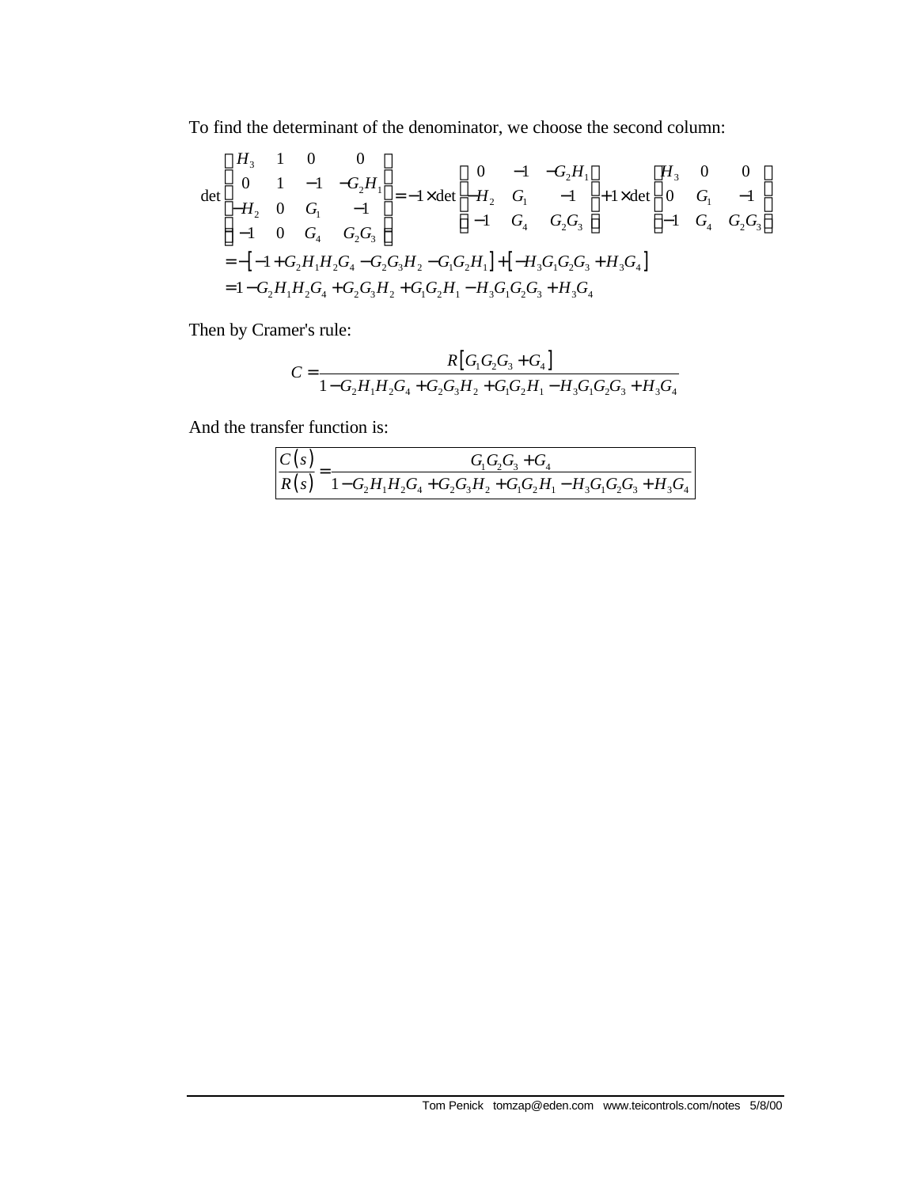To find the determinant of the denominator, we choose the second column:

$$
\det\begin{bmatrix} H_3 & 1 & 0 & 0 \\ 0 & 1 & -1 & -G_2H_1 \\ -H_2 & 0 & G_1 & -1 \\ -1 & 0 & G_4 & G_2G_3 \end{bmatrix} = -1\times\det\begin{bmatrix} 0 & -1 & -G_2H_1 \\ -H_2 & G_1 & -1 \\ -1 & G_4 & G_2G_3 \end{bmatrix} + 1\times\det\begin{bmatrix} H_3 & 0 & 0 \\ 0 & G_1 & -1 \\ -1 & G_4 & G_2G_3 \end{bmatrix}
$$

$$
= -\left[-1 + G_2H_1H_2G_4 - G_2G_3H_2 - G_1G_2H_1\right] + \left[-H_3G_1G_2G_3 + H_3G_4\right]
$$

$$
= 1 - G_2H_1H_2G_4 + G_2G_3H_2 + G_1G_2H_1 - H_3G_1G_2G_3 + H_3G_4
$$

Then by Cramer's rule:

$$
C = \frac{R\left[G_1G_2G_3 + G_4\right]}{1 - G_2H_1H_2G_4 + G_2G_3H_2 + G_1G_2H_1 - H_3G_1G_2G_3 + H_3G_4}
$$

And the transfer function is:

$$
\boxed{\frac{C(s)}{R(s)} = \frac{G_1G_2G_3 + G_4}{1 - G_2H_1H_2G_4 + G_2G_3H_2 + G_1G_2H_1 - H_3G_1G_2G_3 + H_3G_4}}
$$

Tom Penick tomzap@eden.com www.teicontrols.com/notes 5/8/00